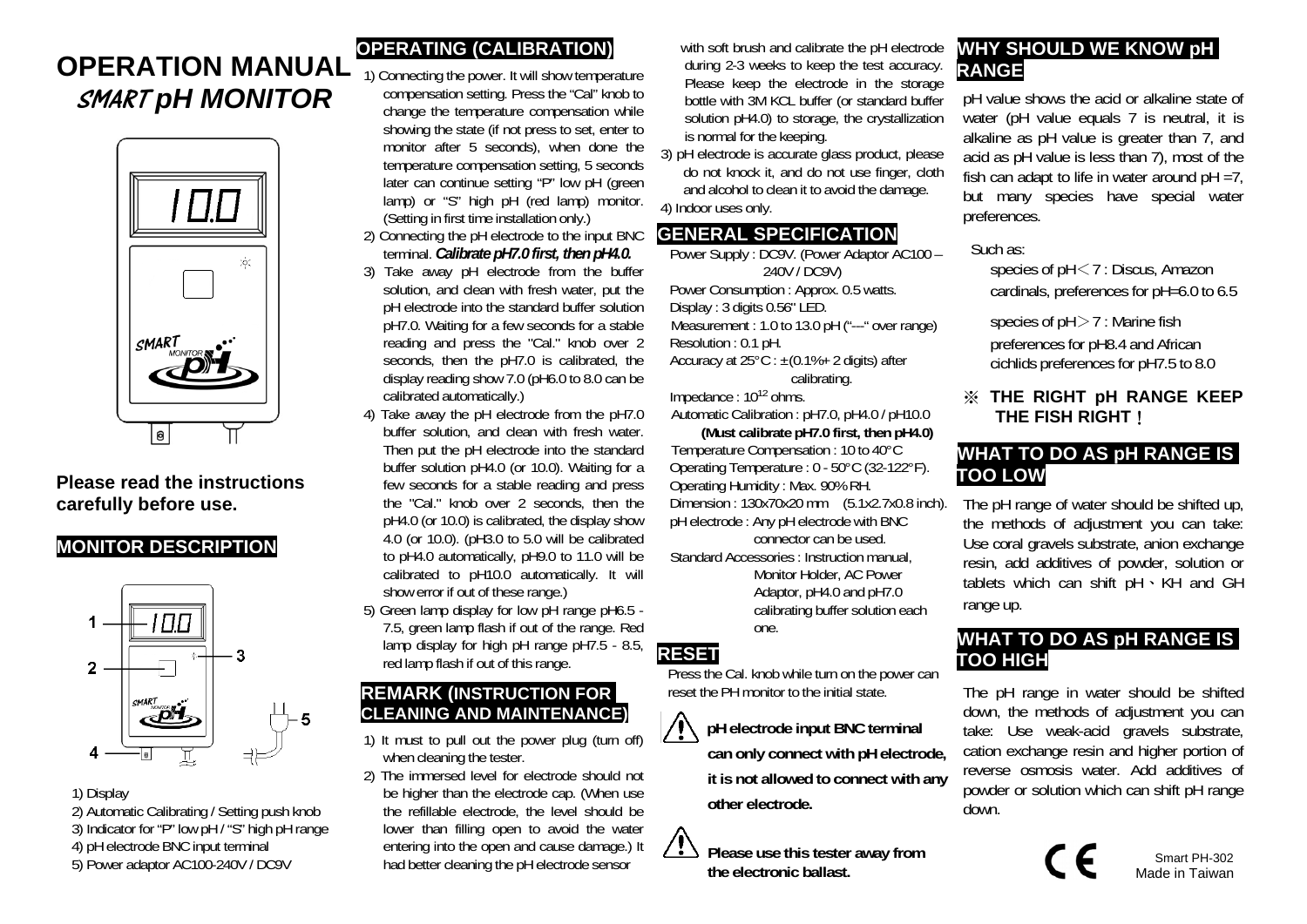# OPERATION MANUAL
## SMART pH MONITOR

**Please read the instructions carefully before use.**

## MONITOR DESCRIPTION

1) Display
2) Automatic Calibrating / Setting push knob
3) Indicator for "P" low pH / "S" high pH range
4) pH electrode BNC input terminal
5) Power adaptor AC100-240V / DC9V

## OPERATING (CALIBRATION)

1) Connecting the power. It will show temperature compensation setting. Press the "Cal" knob to change the temperature compensation while showing the state (if not press to set, enter to monitor after 5 seconds), when done the temperature compensation setting, 5 seconds later can continue setting "P" low pH (green lamp) or "S" high pH (red lamp) monitor. (Setting in first time installation only.)
2) Connecting the pH electrode to the input BNC terminal. ***Calibrate pH7.0 first, then pH4.0.***
3) Take away pH electrode from the buffer solution, and clean with fresh water, put the pH electrode into the standard buffer solution pH7.0. Waiting for a few seconds for a stable reading and press the "Cal." knob over 2 seconds, then the pH7.0 is calibrated, the display reading show 7.0 (pH6.0 to 8.0 can be calibrated automatically.)
4) Take away the pH electrode from the pH7.0 buffer solution, and clean with fresh water. Then put the pH electrode into the standard buffer solution pH4.0 (or 10.0). Waiting for a few seconds for a stable reading and press the "Cal." knob over 2 seconds, then the pH4.0 (or 10.0) is calibrated, the display show 4.0 (or 10.0). (pH3.0 to 5.0 will be calibrated to pH4.0 automatically, pH9.0 to 11.0 will be calibrated to pH10.0 automatically. It will show error if out of these range.)
5) Green lamp display for low pH range pH6.5 - 7.5, green lamp flash if out of the range. Red lamp display for high pH range pH7.5 - 8.5, red lamp flash if out of this range.

## REMARK (INSTRUCTION FOR CLEANING AND MAINTENANCE)

1) It must to pull out the power plug (turn off) when cleaning the tester.
2) The immersed level for electrode should not be higher than the electrode cap. (When use the refillable electrode, the level should be lower than filling open to avoid the water entering into the open and cause damage.) It had better cleaning the pH electrode sensor with soft brush and calibrate the pH electrode during 2-3 weeks to keep the test accuracy. Please keep the electrode in the storage bottle with 3M KCL buffer (or standard buffer solution pH4.0) to storage, the crystallization is normal for the keeping.
3) pH electrode is accurate glass product, please do not knock it, and do not use finger, cloth and alcohol to clean it to avoid the damage.
4) Indoor uses only.

## GENERAL SPECIFICATION

Power Supply : DC9V. (Power Adaptor AC100 – 240V / DC9V)
Power Consumption : Approx. 0.5 watts.
Display : 3 digits 0.56" LED.
Measurement : 1.0 to 13.0 pH ("---" over range)
Resolution : 0.1 pH.
Accuracy at 25°C : ±(0.1%+ 2 digits) after calibrating.
Impedance : $10^{12}$ ohms.
Automatic Calibration : pH7.0, pH4.0 / pH10.0
**(Must calibrate pH7.0 first, then pH4.0)**
Temperature Compensation : 10 to 40°C
Operating Temperature : 0 - 50°C (32-122°F).
Operating Humidity : Max. 90% RH.
Dimension : 130x70x20 mm (5.1x2.7x0.8 inch).
pH electrode : Any pH electrode with BNC connector can be used.
Standard Accessories : Instruction manual, Monitor Holder, AC Power Adaptor, pH4.0 and pH7.0 calibrating buffer solution each one.

## RESET

Press the Cal. knob while turn on the power can reset the PH monitor to the initial state.

⚠ **pH electrode input BNC terminal can only connect with pH electrode, it is not allowed to connect with any other electrode.**

⚠ **Please use this tester away from the electronic ballast.**

## WHY SHOULD WE KNOW pH RANGE

pH value shows the acid or alkaline state of water (pH value equals 7 is neutral, it is alkaline as pH value is greater than 7, and acid as pH value is less than 7), most of the fish can adapt to life in water around pH =7, but many species have special water preferences.

Such as:

species of pH＜7 : Discus, Amazon cardinals, preferences for pH=6.0 to 6.5

species of pH＞7 : Marine fish preferences for pH8.4 and African cichlids preferences for pH7.5 to 8.0

※ **THE RIGHT pH RANGE KEEP THE FISH RIGHT！**

## WHAT TO DO AS pH RANGE IS TOO LOW

The pH range of water should be shifted up, the methods of adjustment you can take: Use coral gravels substrate, anion exchange resin, add additives of powder, solution or tablets which can shift pH、KH and GH range up.

## WHAT TO DO AS pH RANGE IS TOO HIGH

The pH range in water should be shifted down, the methods of adjustment you can take: Use weak-acid gravels substrate, cation exchange resin and higher portion of reverse osmosis water. Add additives of powder or solution which can shift pH range down.

CE

Smart PH-302
Made in Taiwan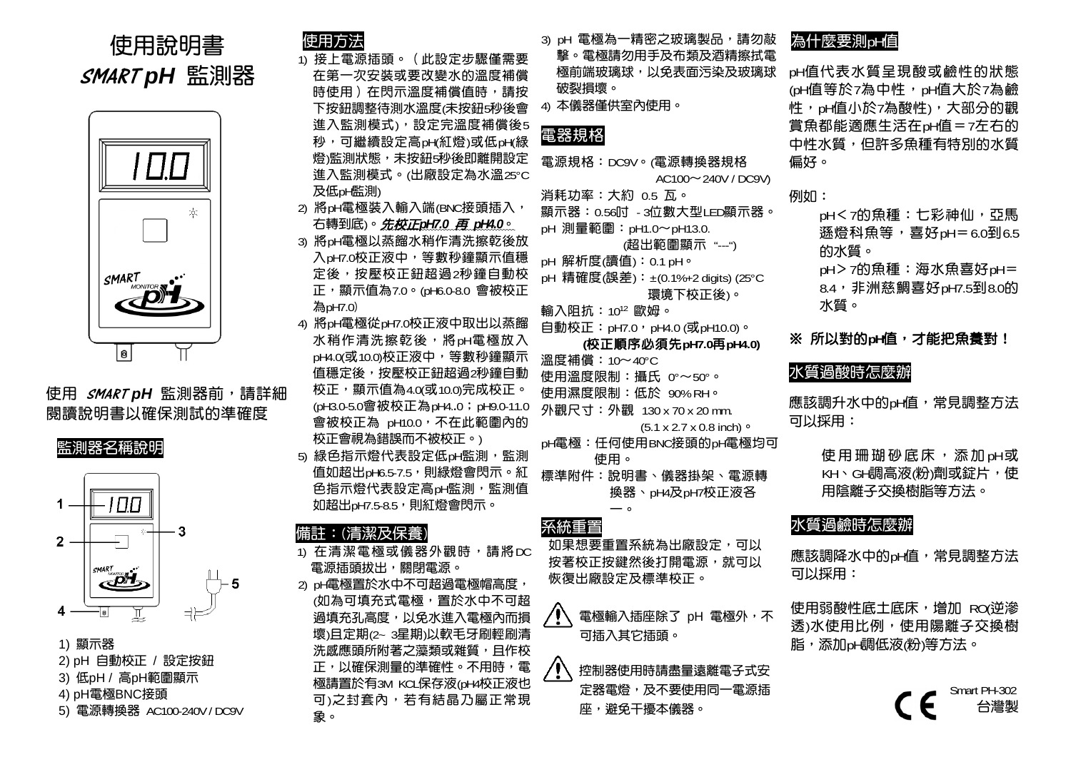# 使用說明書

# *SMART pH* 監測器

10.0

SMART MONITOR pH

使用 *SMART pH* 監測器前，請詳細閱讀說明書以確保測試的準確度

## 監測器名稱說明

1) 顯示器
2) pH 自動校正 / 設定按鈕
3) 低pH / 高pH範圍顯示
4) pH電極BNC接頭
5) 電源轉換器 AC100-240V / DC9V

## 使用方法

1) 接上電源插頭。（此設定步驟僅需要在第一次安裝或要改變水的溫度補償時使用）在閃示溫度補償值時，請按下按鈕調整待測水溫度(未按鈕5秒後會進入監測模式)，設定完溫度補償後5秒，可繼續設定高pH(紅燈)或低pH(綠燈)監測狀態，未按鈕5秒後即離開設定進入監測模式。(出廠設定為水溫25°C及低pH監測)
2) 將pH電極裝入輸入端(BNC接頭插入，右轉到底)。***先校正pH7.0 再 pH4.0*** 。
3) 將pH電極以蒸餾水稍作清洗擦乾後放入pH7.0校正液中，等數秒鐘顯示值穩定後，按壓校正鈕超過2秒鐘自動校正，顯示值為7.0。(pH6.0-8.0 會被校正為pH7.0)
4) 將pH電極從pH7.0校正液中取出以蒸餾水稍作清洗擦乾後，將pH電極放入pH4.0(或10.0)校正液中，等數秒鐘顯示值穩定後，按壓校正鈕超過2秒鐘自動校正，顯示值為4.0(或10.0)完成校正。(pH3.0-5.0會被校正為pH4..0；pH9.0-11.0會被校正為 pH10.0，不在此範圍內的校正會視為錯誤而不被校正。)
5) 綠色指示燈代表設定低pH監測，監測值如超出pH6.5-7.5，則綠燈會閃示。紅色指示燈代表設定高pH監測，監測值如超出pH7.5-8.5，則紅燈會閃示。

## 備註：(清潔及保養)

1) 在清潔電極或儀器外觀時，請將DC電源插頭拔出，關閉電源。
2) pH電極置於水中不可超過電極帽高度，(如為可填充式電極，置於水中不可超過填充孔高度，以免水進入電極內而損壞)且定期(2~ 3星期)以軟毛牙刷輕刷清洗感應頭所附著之藻類或雜質，且作校正，以確保測量的準確性。不用時，電極請置於有3M KCL保存液(pH4校正液也可)之封套內，若有結晶乃屬正常現象。
3) pH 電極為一精密之玻璃製品，請勿敲擊。電極請勿用手及布類及酒精擦拭電極前端玻璃球，以免表面污染及玻璃球破裂損壞。
4) 本儀器僅供室內使用。

## 電器規格

電源規格：DC9V。(電源轉換器規格 AC100～240V / DC9V)
消耗功率：大約 0.5 瓦。
顯示器：0.56吋 - 3位數大型LED顯示器。
pH 測量範圍：pH1.0～pH13.0. (超出範圍顯示 "---")
pH 解析度(讀值)：0.1 pH。
pH 精確度(誤差)：±(0.1%+2 digits) (25°C 環境下校正後)。
輸入阻抗：$10^{12}$ 歐姆。
自動校正：pH7.0，pH4.0 (或pH10.0)。
**(校正順序必須先pH7.0再pH4.0)**
溫度補償：10～40°C
使用溫度限制：攝氏 0°～50°。
使用濕度限制：低於 90% RH。
外觀尺寸：外觀 130 x 70 x 20 mm. (5.1 x 2.7 x 0.8 inch)。
pH電極：任何使用BNC接頭的pH電極均可使用。
標準附件：說明書、儀器掛架、電源轉換器、pH4及pH7校正液各一。

## 系統重置

如果想要重置系統為出廠設定，可以按著校正按鍵然後打開電源，就可以恢復出廠設定及標準校正。

⚠ 電極輸入插座除了 pH 電極外，不可插入其它插頭。

⚠ 控制器使用時請盡量遠離電子式安定器電燈，及不要使用同一電源插座，避免干擾本儀器。

## 為什麼要測pH值

pH值代表水質呈現酸或鹼性的狀態(pH值等於7為中性，pH值大於7為鹼性，pH值小於7為酸性)，大部分的觀賞魚都能適應生活在pH值＝7左右的中性水質，但許多魚種有特別的水質偏好。

例如：

pH＜7的魚種：七彩神仙，亞馬遜燈科魚等，喜好pH＝6.0到6.5的水質。

pH＞7的魚種：海水魚喜好pH＝8.4，非洲慈鯛喜好pH7.5到8.0的水質。

**※ 所以對的pH值，才能把魚養對！**

## 水質過酸時怎麼辦

應該調升水中的pH值，常見調整方法可以採用：

使用珊瑚砂底床，添加pH或KH、GH調高液(粉)劑或錠片，使用陰離子交換樹脂等方法。

## 水質過鹼時怎麼辦

應該調降水中的pH值，常見調整方法可以採用：

使用弱酸性底土底床，增加 RO(逆滲透)水使用比例，使用陽離子交換樹脂，添加pH調低液(粉)等方法。

CE

Smart PH-302
台灣製